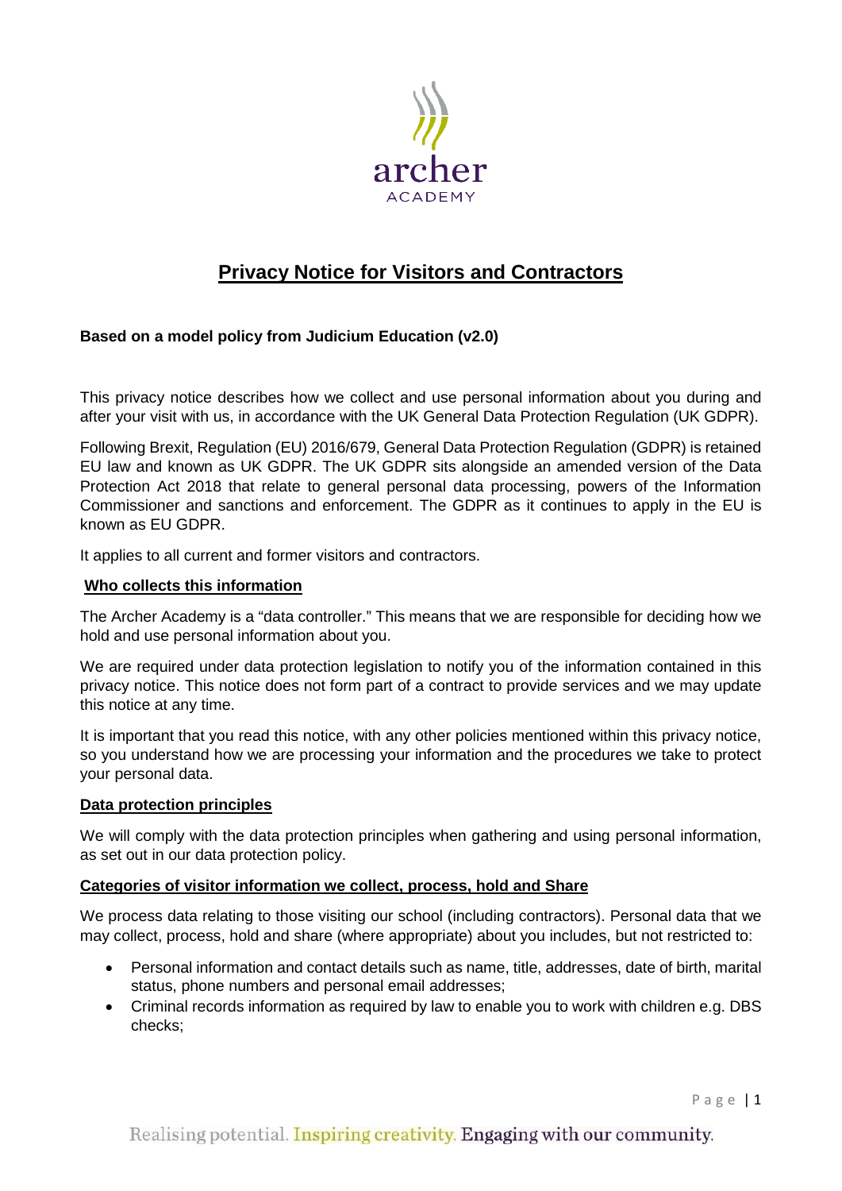# Privacy Notice for Visitors and Contractors

**Based on a model policy from Judicium Education (v2.0)**

This privacy notice describes how we collect and use personal information about you during and after your visit with us, in accordance with the UK General Data Protection Regulation (UK GDPR).

Following Brexit, Regulation (EU) 2016/679, General Data Protection Regulation (GDPR) is retained EU law and known as UK GDPR. The UK GDPR sits alongside an amended version of the Data Protection Act 2018 that relate to general personal data processing, powers of the Information Commissioner and sanctions and enforcement. The GDPR as it continues to apply in the EU is known as EU GDPR.

It applies to all current and former visitors and contractors.

## Who collects this information

The Archer Academy is a "data controller." This means that we are responsible for deciding how we hold and use personal information about you.

We are required under data protection legislation to notify you of the information contained in this privacy notice. This notice does not form part of a contract to provide services and we may update this notice at any time.

It is important that you read this notice, with any other policies mentioned within this privacy notice, so you understand how we are processing your information and the procedures we take to protect your personal data.

## Data protection principles

We will comply with the data protection principles when gathering and using personal information, as set out in our data protection policy.

## Categories of visitor information we collect, process, hold and Share

We process data relating to those visiting our school (including contractors). Personal data that we may collect, process, hold and share (where appropriate) about you includes, but not restricted to:

- Personal information and contact details such as name, title, addresses, date of birth, marital status, phone numbers and personal email addresses;
- Criminal records information as required by law to enable you to work with children e.g. DBS checks;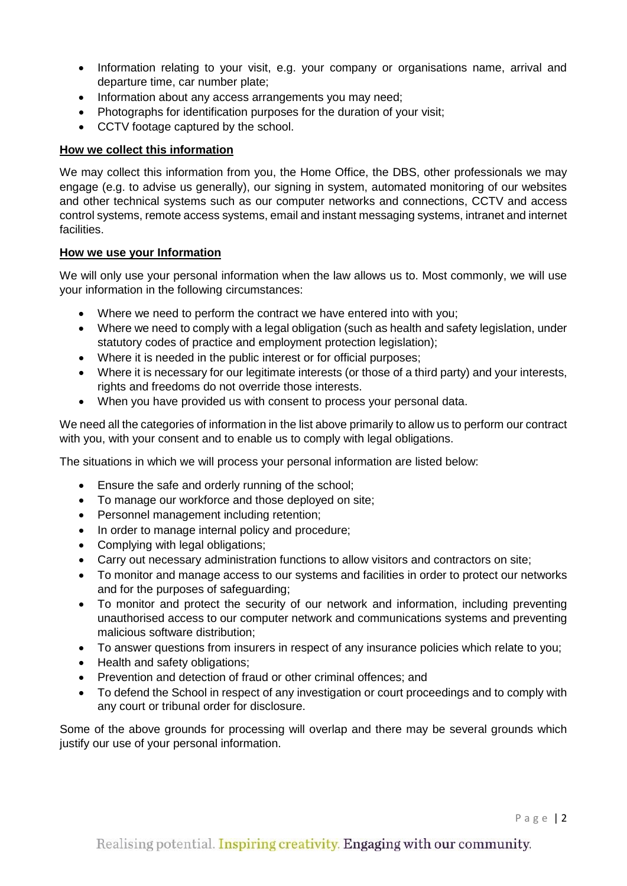- Information relating to your visit, e.g. your company or organisations name, arrival and departure time, car number plate;
- Information about any access arrangements you may need;
- Photographs for identification purposes for the duration of your visit;
- CCTV footage captured by the school.

**How we collect this information**

We may collect this information from you, the Home Office, the DBS, other professionals we may engage (e.g. to advise us generally), our signing in system, automated monitoring of our websites and other technical systems such as our computer networks and connections, CCTV and access control systems, remote access systems, email and instant messaging systems, intranet and internet facilities.

**How we use your Information**

We will only use your personal information when the law allows us to. Most commonly, we will use your information in the following circumstances:

- Where we need to perform the contract we have entered into with you;
- Where we need to comply with a legal obligation (such as health and safety legislation, under statutory codes of practice and employment protection legislation);
- Where it is needed in the public interest or for official purposes;
- Where it is necessary for our legitimate interests (or those of a third party) and your interests, rights and freedoms do not override those interests.
- When you have provided us with consent to process your personal data.

We need all the categories of information in the list above primarily to allow us to perform our contract with you, with your consent and to enable us to comply with legal obligations.

The situations in which we will process your personal information are listed below:

- Ensure the safe and orderly running of the school;
- To manage our workforce and those deployed on site;
- Personnel management including retention;
- In order to manage internal policy and procedure;
- Complying with legal obligations;
- Carry out necessary administration functions to allow visitors and contractors on site;
- To monitor and manage access to our systems and facilities in order to protect our networks and for the purposes of safeguarding;
- To monitor and protect the security of our network and information, including preventing unauthorised access to our computer network and communications systems and preventing malicious software distribution;
- To answer questions from insurers in respect of any insurance policies which relate to you;
- Health and safety obligations;
- Prevention and detection of fraud or other criminal offences; and
- To defend the School in respect of any investigation or court proceedings and to comply with any court or tribunal order for disclosure.

Some of the above grounds for processing will overlap and there may be several grounds which justify our use of your personal information.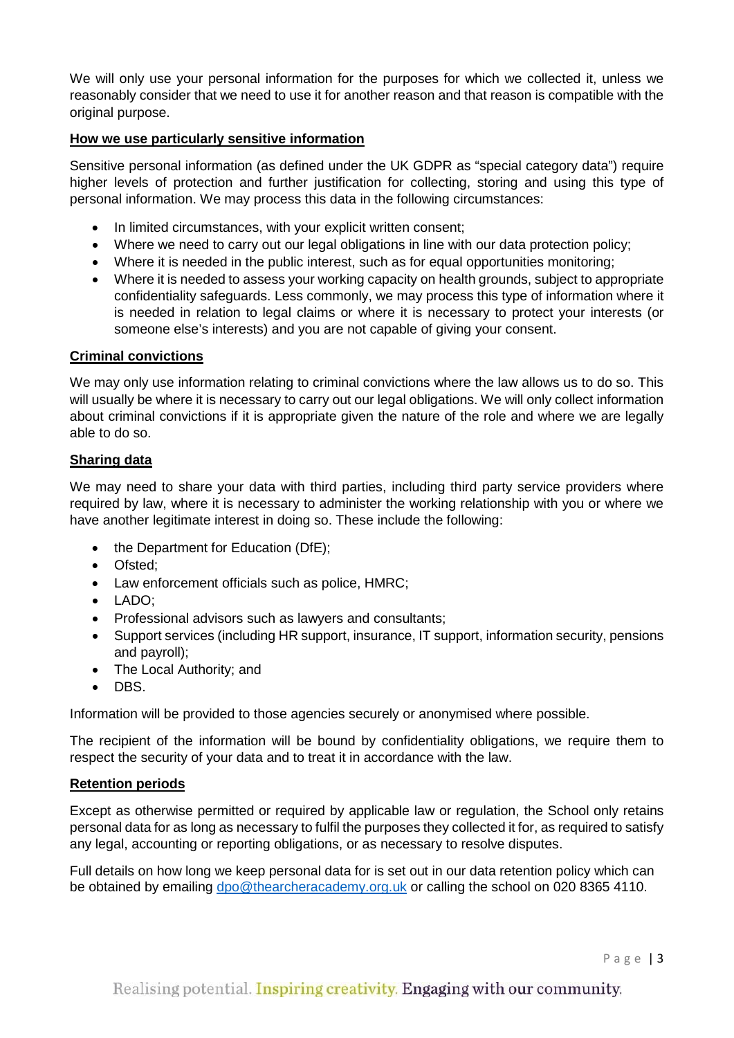We will only use your personal information for the purposes for which we collected it, unless we reasonably consider that we need to use it for another reason and that reason is compatible with the original purpose.

## How we use particularly sensitive information

Sensitive personal information (as defined under the UK GDPR as "special category data") require higher levels of protection and further justification for collecting, storing and using this type of personal information. We may process this data in the following circumstances:

- In limited circumstances, with your explicit written consent;
- Where we need to carry out our legal obligations in line with our data protection policy;
- Where it is needed in the public interest, such as for equal opportunities monitoring;
- Where it is needed to assess your working capacity on health grounds, subject to appropriate confidentiality safeguards. Less commonly, we may process this type of information where it is needed in relation to legal claims or where it is necessary to protect your interests (or someone else's interests) and you are not capable of giving your consent.

## Criminal convictions

We may only use information relating to criminal convictions where the law allows us to do so. This will usually be where it is necessary to carry out our legal obligations. We will only collect information about criminal convictions if it is appropriate given the nature of the role and where we are legally able to do so.

## Sharing data

We may need to share your data with third parties, including third party service providers where required by law, where it is necessary to administer the working relationship with you or where we have another legitimate interest in doing so. These include the following:

- the Department for Education (DfE);
- Ofsted;
- Law enforcement officials such as police, HMRC;
- LADO;
- Professional advisors such as lawyers and consultants;
- Support services (including HR support, insurance, IT support, information security, pensions and payroll);
- The Local Authority; and
- DBS.

Information will be provided to those agencies securely or anonymised where possible.

The recipient of the information will be bound by confidentiality obligations, we require them to respect the security of your data and to treat it in accordance with the law.

## Retention periods

Except as otherwise permitted or required by applicable law or regulation, the School only retains personal data for as long as necessary to fulfil the purposes they collected it for, as required to satisfy any legal, accounting or reporting obligations, or as necessary to resolve disputes.

Full details on how long we keep personal data for is set out in our data retention policy which can be obtained by emailing dpo@thearcheracademy.org.uk or calling the school on 020 8365 4110.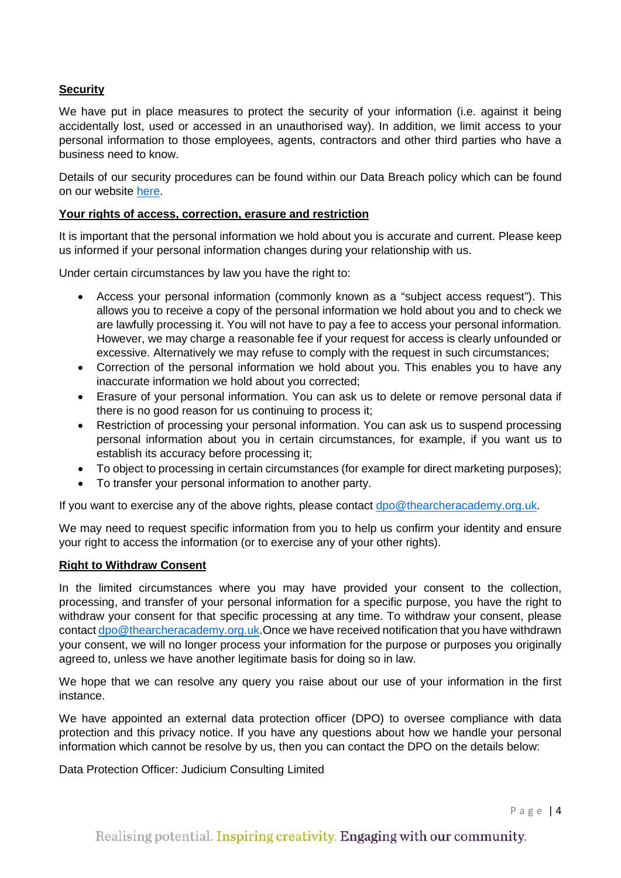**Security**

We have put in place measures to protect the security of your information (i.e. against it being accidentally lost, used or accessed in an unauthorised way). In addition, we limit access to your personal information to those employees, agents, contractors and other third parties who have a business need to know.

Details of our security procedures can be found within our Data Breach policy which can be found on our website here.

**Your rights of access, correction, erasure and restriction**

It is important that the personal information we hold about you is accurate and current. Please keep us informed if your personal information changes during your relationship with us.

Under certain circumstances by law you have the right to:

- Access your personal information (commonly known as a "subject access request"). This allows you to receive a copy of the personal information we hold about you and to check we are lawfully processing it. You will not have to pay a fee to access your personal information. However, we may charge a reasonable fee if your request for access is clearly unfounded or excessive. Alternatively we may refuse to comply with the request in such circumstances;
- Correction of the personal information we hold about you. This enables you to have any inaccurate information we hold about you corrected;
- Erasure of your personal information. You can ask us to delete or remove personal data if there is no good reason for us continuing to process it;
- Restriction of processing your personal information. You can ask us to suspend processing personal information about you in certain circumstances, for example, if you want us to establish its accuracy before processing it;
- To object to processing in certain circumstances (for example for direct marketing purposes);
- To transfer your personal information to another party.

If you want to exercise any of the above rights, please contact dpo@thearcheracademy.org.uk.

We may need to request specific information from you to help us confirm your identity and ensure your right to access the information (or to exercise any of your other rights).

**Right to Withdraw Consent**

In the limited circumstances where you may have provided your consent to the collection, processing, and transfer of your personal information for a specific purpose, you have the right to withdraw your consent for that specific processing at any time. To withdraw your consent, please contact dpo@thearcheracademy.org.uk.Once we have received notification that you have withdrawn your consent, we will no longer process your information for the purpose or purposes you originally agreed to, unless we have another legitimate basis for doing so in law.

We hope that we can resolve any query you raise about our use of your information in the first instance.

We have appointed an external data protection officer (DPO) to oversee compliance with data protection and this privacy notice. If you have any questions about how we handle your personal information which cannot be resolve by us, then you can contact the DPO on the details below:

Data Protection Officer: Judicium Consulting Limited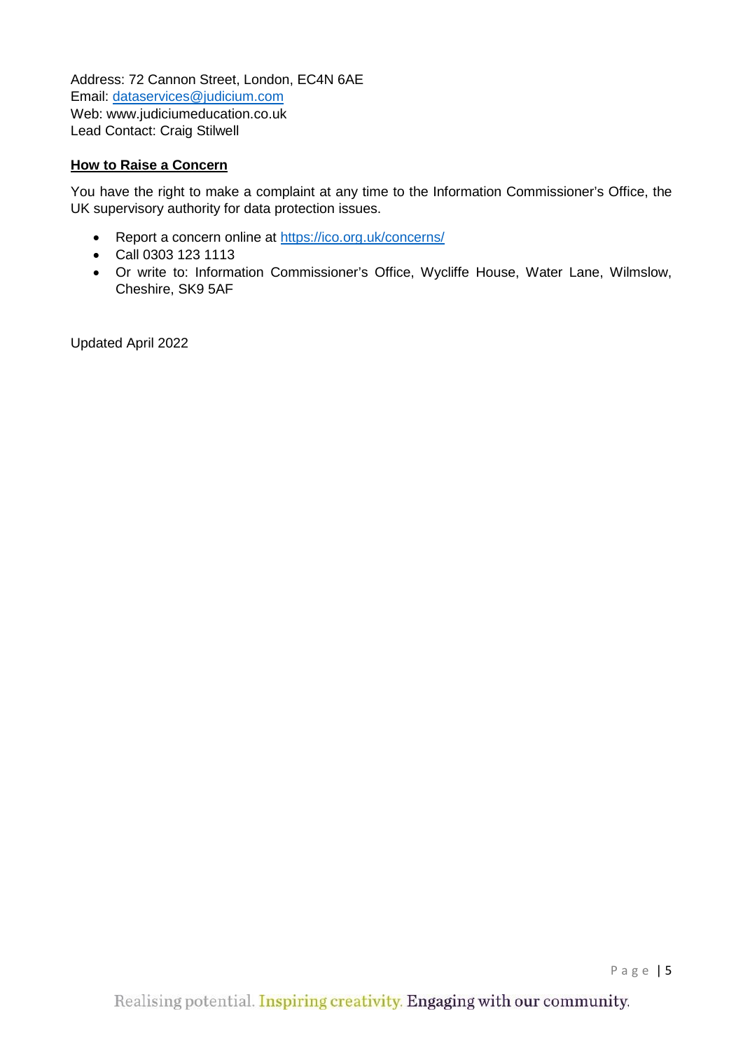Address: 72 Cannon Street, London, EC4N 6AE
Email: dataservices@judicium.com
Web: www.judiciumeducation.co.uk
Lead Contact: Craig Stilwell

**How to Raise a Concern**

You have the right to make a complaint at any time to the Information Commissioner's Office, the UK supervisory authority for data protection issues.

- Report a concern online at https://ico.org.uk/concerns/
- Call 0303 123 1113
- Or write to: Information Commissioner's Office, Wycliffe House, Water Lane, Wilmslow, Cheshire, SK9 5AF

Updated April 2022